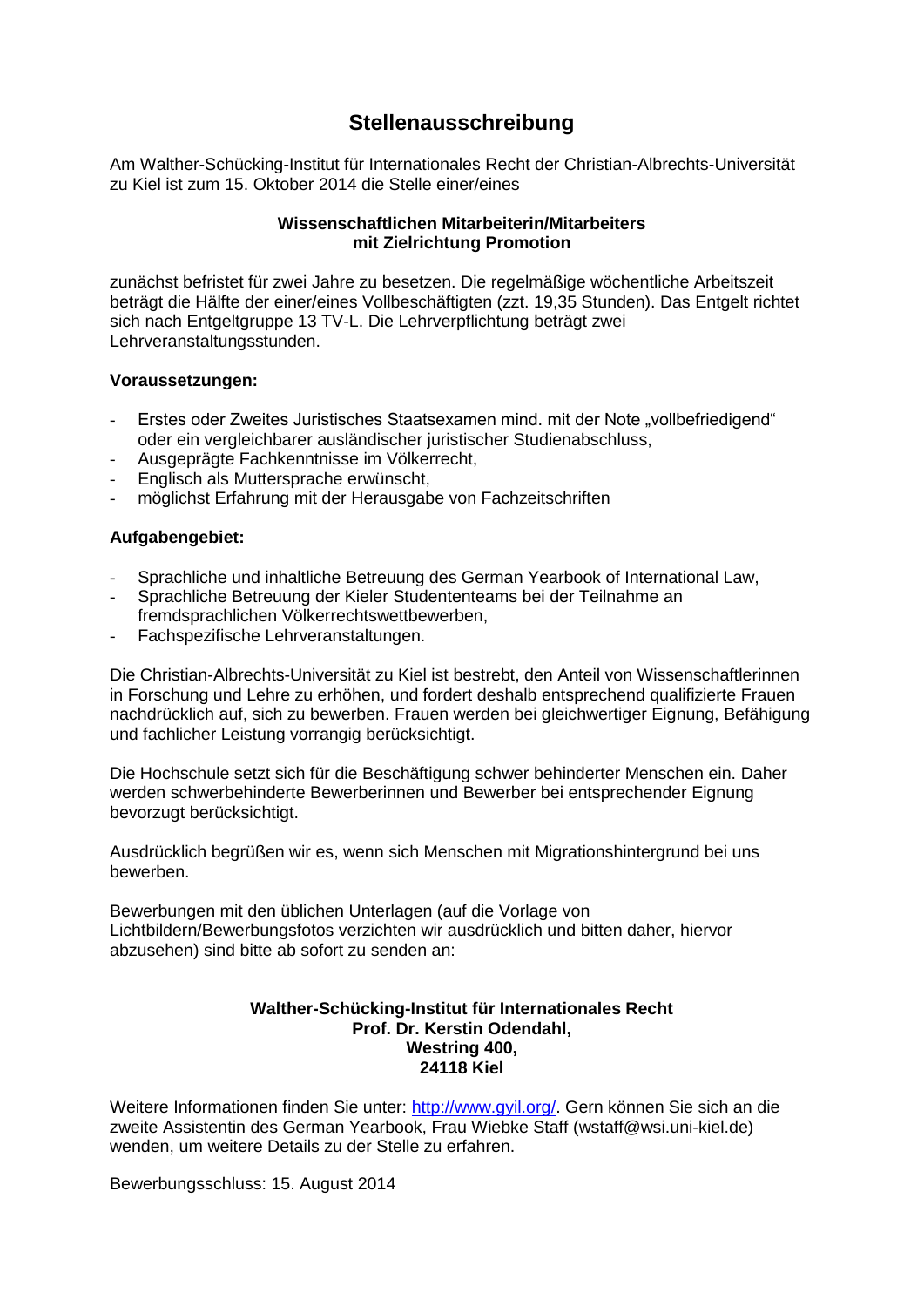# Stellenausschreibung

Am Walther-Schücking-Institut für Internationales Recht der Christian-Albrechts-Universität zu Kiel ist zum 15. Oktober 2014 die Stelle einer/eines

**Wissenschaftlichen Mitarbeiterin/Mitarbeiters**
**mit Zielrichtung Promotion**

zunächst befristet für zwei Jahre zu besetzen. Die regelmäßige wöchentliche Arbeitszeit beträgt die Hälfte der einer/eines Vollbeschäftigten (zzt. 19,35 Stunden). Das Entgelt richtet sich nach Entgeltgruppe 13 TV-L. Die Lehrverpflichtung beträgt zwei Lehrveranstaltungsstunden.

**Voraussetzungen:**

- Erstes oder Zweites Juristisches Staatsexamen mind. mit der Note „vollbefriedigend" oder ein vergleichbarer ausländischer juristischer Studienabschluss,
- Ausgeprägte Fachkenntnisse im Völkerrecht,
- Englisch als Muttersprache erwünscht,
- möglichst Erfahrung mit der Herausgabe von Fachzeitschriften

**Aufgabengebiet:**

- Sprachliche und inhaltliche Betreuung des German Yearbook of International Law,
- Sprachliche Betreuung der Kieler Studententeams bei der Teilnahme an fremdsprachlichen Völkerrechtswettbewerben,
- Fachspezifische Lehrveranstaltungen.

Die Christian-Albrechts-Universität zu Kiel ist bestrebt, den Anteil von Wissenschaftlerinnen in Forschung und Lehre zu erhöhen, und fordert deshalb entsprechend qualifizierte Frauen nachdrücklich auf, sich zu bewerben. Frauen werden bei gleichwertiger Eignung, Befähigung und fachlicher Leistung vorrangig berücksichtigt.

Die Hochschule setzt sich für die Beschäftigung schwer behinderter Menschen ein. Daher werden schwerbehinderte Bewerberinnen und Bewerber bei entsprechender Eignung bevorzugt berücksichtigt.

Ausdrücklich begrüßen wir es, wenn sich Menschen mit Migrationshintergrund bei uns bewerben.

Bewerbungen mit den üblichen Unterlagen (auf die Vorlage von Lichtbildern/Bewerbungsfotos verzichten wir ausdrücklich und bitten daher, hiervor abzusehen) sind bitte ab sofort zu senden an:

**Walther-Schücking-Institut für Internationales Recht**
**Prof. Dr. Kerstin Odendahl,**
**Westring 400,**
**24118 Kiel**

Weitere Informationen finden Sie unter: [http://www.gyil.org/](http://www.gyil.org/). Gern können Sie sich an die zweite Assistentin des German Yearbook, Frau Wiebke Staff (wstaff@wsi.uni-kiel.de) wenden, um weitere Details zu der Stelle zu erfahren.

Bewerbungsschluss: 15. August 2014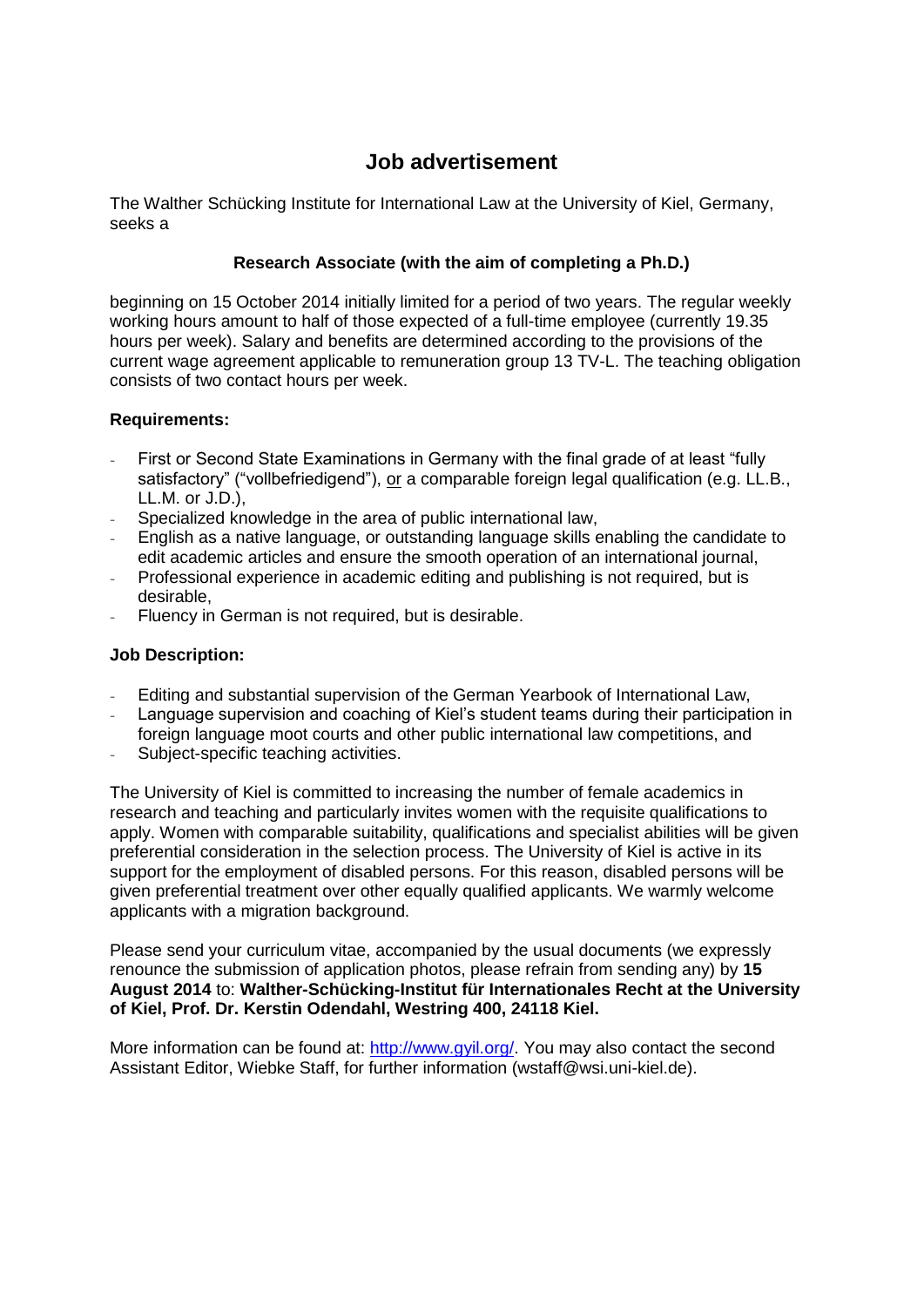# Job advertisement

The Walther Schücking Institute for International Law at the University of Kiel, Germany, seeks a

**Research Associate (with the aim of completing a Ph.D.)**

beginning on 15 October 2014 initially limited for a period of two years. The regular weekly working hours amount to half of those expected of a full-time employee (currently 19.35 hours per week). Salary and benefits are determined according to the provisions of the current wage agreement applicable to remuneration group 13 TV-L. The teaching obligation consists of two contact hours per week.

**Requirements:**

- First or Second State Examinations in Germany with the final grade of at least "fully satisfactory" ("vollbefriedigend"), or a comparable foreign legal qualification (e.g. LL.B., LL.M. or J.D.),
- Specialized knowledge in the area of public international law,
- English as a native language, or outstanding language skills enabling the candidate to edit academic articles and ensure the smooth operation of an international journal,
- Professional experience in academic editing and publishing is not required, but is desirable,
- Fluency in German is not required, but is desirable.

**Job Description:**

- Editing and substantial supervision of the German Yearbook of International Law,
- Language supervision and coaching of Kiel's student teams during their participation in foreign language moot courts and other public international law competitions, and
- Subject-specific teaching activities.

The University of Kiel is committed to increasing the number of female academics in research and teaching and particularly invites women with the requisite qualifications to apply. Women with comparable suitability, qualifications and specialist abilities will be given preferential consideration in the selection process. The University of Kiel is active in its support for the employment of disabled persons. For this reason, disabled persons will be given preferential treatment over other equally qualified applicants. We warmly welcome applicants with a migration background.

Please send your curriculum vitae, accompanied by the usual documents (we expressly renounce the submission of application photos, please refrain from sending any) by **15 August 2014** to: **Walther-Schücking-Institut für Internationales Recht at the University of Kiel, Prof. Dr. Kerstin Odendahl, Westring 400, 24118 Kiel.**

More information can be found at: http://www.gyil.org/. You may also contact the second Assistant Editor, Wiebke Staff, for further information (wstaff@wsi.uni-kiel.de).